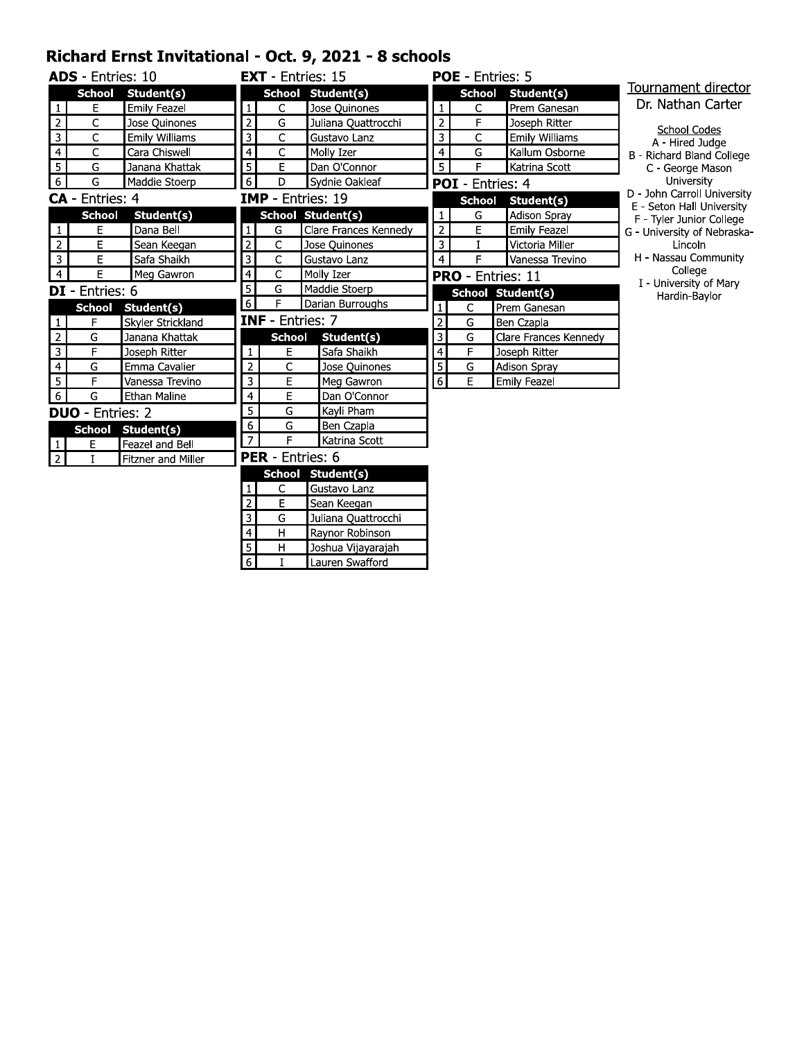# Richard Ernst Invitational - Oct. 9, 2021 - 8 schools

**ADS** - Entries: 10

| | School | Student(s) |
|---|---|---|
| 1 | E | Emily Feazel |
| 2 | C | Jose Quinones |
| 3 | C | Emily Williams |
| 4 | C | Cara Chiswell |
| 5 | G | Janana Khattak |
| 6 | G | Maddie Stoerp |

**CA** - Entries: 4

| | School | Student(s) |
|---|---|---|
| 1 | E | Dana Bell |
| 2 | E | Sean Keegan |
| 3 | E | Safa Shaikh |
| 4 | E | Meg Gawron |

**DI** - Entries: 6

| | School | Student(s) |
|---|---|---|
| 1 | F | Skyler Strickland |
| 2 | G | Janana Khattak |
| 3 | F | Joseph Ritter |
| 4 | G | Emma Cavalier |
| 5 | F | Vanessa Trevino |
| 6 | G | Ethan Maline |

**DUO** - Entries: 2

| | School | Student(s) |
|---|---|---|
| 1 | E | Feazel and Bell |
| 2 | I | Fitzner and Miller |

**EXT** - Entries: 15

| | School | Student(s) |
|---|---|---|
| 1 | C | Jose Quinones |
| 2 | G | Juliana Quattrocchi |
| 3 | C | Gustavo Lanz |
| 4 | C | Molly Izer |
| 5 | E | Dan O'Connor |
| 6 | D | Sydnie Oakleaf |

**IMP** - Entries: 19

| | School | Student(s) |
|---|---|---|
| 1 | G | Clare Frances Kennedy |
| 2 | C | Jose Quinones |
| 3 | C | Gustavo Lanz |
| 4 | C | Molly Izer |
| 5 | G | Maddie Stoerp |
| 6 | F | Darian Burroughs |

**INF** - Entries: 7

| | School | Student(s) |
|---|---|---|
| 1 | E | Safa Shaikh |
| 2 | C | Jose Quinones |
| 3 | E | Meg Gawron |
| 4 | E | Dan O'Connor |
| 5 | G | Kayli Pham |
| 6 | G | Ben Czapla |
| 7 | F | Katrina Scott |

**PER** - Entries: 6

| | School | Student(s) |
|---|---|---|
| 1 | C | Gustavo Lanz |
| 2 | E | Sean Keegan |
| 3 | G | Juliana Quattrocchi |
| 4 | H | Raynor Robinson |
| 5 | H | Joshua Vijayarajah |
| 6 | I | Lauren Swafford |

**POE** - Entries: 5

| | School | Student(s) |
|---|---|---|
| 1 | C | Prem Ganesan |
| 2 | F | Joseph Ritter |
| 3 | C | Emily Williams |
| 4 | G | Kallum Osborne |
| 5 | F | Katrina Scott |

**POI** - Entries: 4

| | School | Student(s) |
|---|---|---|
| 1 | G | Adison Spray |
| 2 | E | Emily Feazel |
| 3 | I | Victoria Miller |
| 4 | F | Vanessa Trevino |

**PRO** - Entries: 11

| | School | Student(s) |
|---|---|---|
| 1 | C | Prem Ganesan |
| 2 | G | Ben Czapla |
| 3 | G | Clare Frances Kennedy |
| 4 | F | Joseph Ritter |
| 5 | G | Adison Spray |
| 6 | E | Emily Feazel |

Tournament director
Dr. Nathan Carter

School Codes
A - Hired Judge
B - Richard Bland College
C - George Mason University
D - John Carroll University
E - Seton Hall University
F - Tyler Junior College
G - University of Nebraska-Lincoln
H - Nassau Community College
I - University of Mary Hardin-Baylor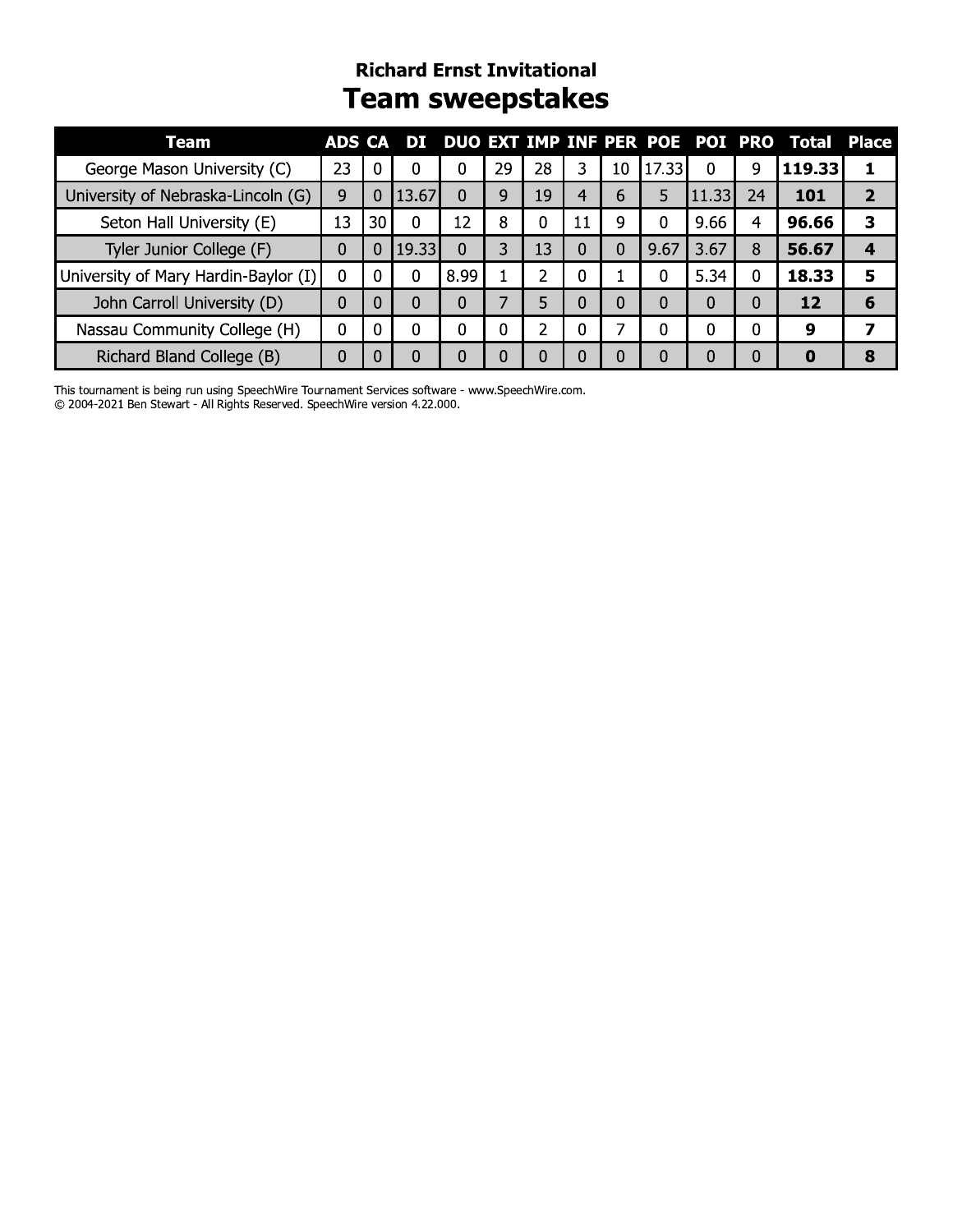# Richard Ernst Invitational

## Team sweepstakes

| Team | ADS | CA | DI | DUO | EXT | IMP | INF | PER | POE | POI | PRO | Total | Place |
|---|---|---|---|---|---|---|---|---|---|---|---|---|---|
| George Mason University (C) | 23 | 0 | 0 | 0 | 29 | 28 | 3 | 10 | 17.33 | 0 | 9 | **119.33** | **1** |
| University of Nebraska-Lincoln (G) | 9 | 0 | 13.67 | 0 | 9 | 19 | 4 | 6 | 5 | 11.33 | 24 | **101** | **2** |
| Seton Hall University (E) | 13 | 30 | 0 | 12 | 8 | 0 | 11 | 9 | 0 | 9.66 | 4 | **96.66** | **3** |
| Tyler Junior College (F) | 0 | 0 | 19.33 | 0 | 3 | 13 | 0 | 0 | 9.67 | 3.67 | 8 | **56.67** | **4** |
| University of Mary Hardin-Baylor (I) | 0 | 0 | 0 | 8.99 | 1 | 2 | 0 | 1 | 0 | 5.34 | 0 | **18.33** | **5** |
| John Carroll University (D) | 0 | 0 | 0 | 0 | 7 | 5 | 0 | 0 | 0 | 0 | 0 | **12** | **6** |
| Nassau Community College (H) | 0 | 0 | 0 | 0 | 0 | 2 | 0 | 7 | 0 | 0 | 0 | **9** | **7** |
| Richard Bland College (B) | 0 | 0 | 0 | 0 | 0 | 0 | 0 | 0 | 0 | 0 | 0 | **0** | **8** |

This tournament is being run using SpeechWire Tournament Services software - www.SpeechWire.com.
© 2004-2021 Ben Stewart - All Rights Reserved. SpeechWire version 4.22.000.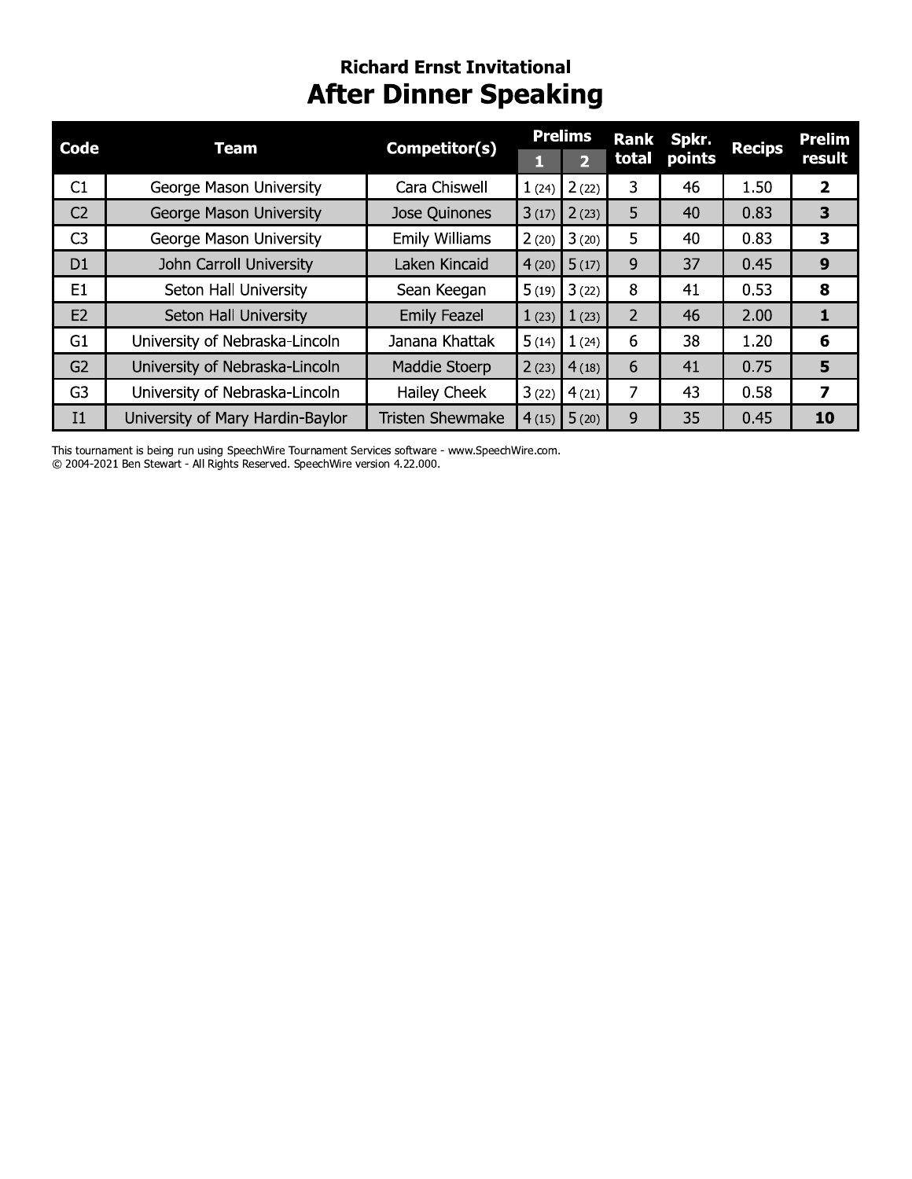## Richard Ernst Invitational

# After Dinner Speaking

| Code | Team | Competitor(s) | Prelims 1 | Prelims 2 | Rank total | Spkr. points | Recips | Prelim result |
|---|---|---|---|---|---|---|---|---|
| C1 | George Mason University | Cara Chiswell | 1 (24) | 2 (22) | 3 | 46 | 1.50 | **2** |
| C2 | George Mason University | Jose Quinones | 3 (17) | 2 (23) | 5 | 40 | 0.83 | **3** |
| C3 | George Mason University | Emily Williams | 2 (20) | 3 (20) | 5 | 40 | 0.83 | **3** |
| D1 | John Carroll University | Laken Kincaid | 4 (20) | 5 (17) | 9 | 37 | 0.45 | **9** |
| E1 | Seton Hall University | Sean Keegan | 5 (19) | 3 (22) | 8 | 41 | 0.53 | **8** |
| E2 | Seton Hall University | Emily Feazel | 1 (23) | 1 (23) | 2 | 46 | 2.00 | **1** |
| G1 | University of Nebraska-Lincoln | Janana Khattak | 5 (14) | 1 (24) | 6 | 38 | 1.20 | **6** |
| G2 | University of Nebraska-Lincoln | Maddie Stoerp | 2 (23) | 4 (18) | 6 | 41 | 0.75 | **5** |
| G3 | University of Nebraska-Lincoln | Hailey Cheek | 3 (22) | 4 (21) | 7 | 43 | 0.58 | **7** |
| I1 | University of Mary Hardin-Baylor | Tristen Shewmake | 4 (15) | 5 (20) | 9 | 35 | 0.45 | **10** |

This tournament is being run using SpeechWire Tournament Services software - www.SpeechWire.com.
© 2004-2021 Ben Stewart - All Rights Reserved. SpeechWire version 4.22.000.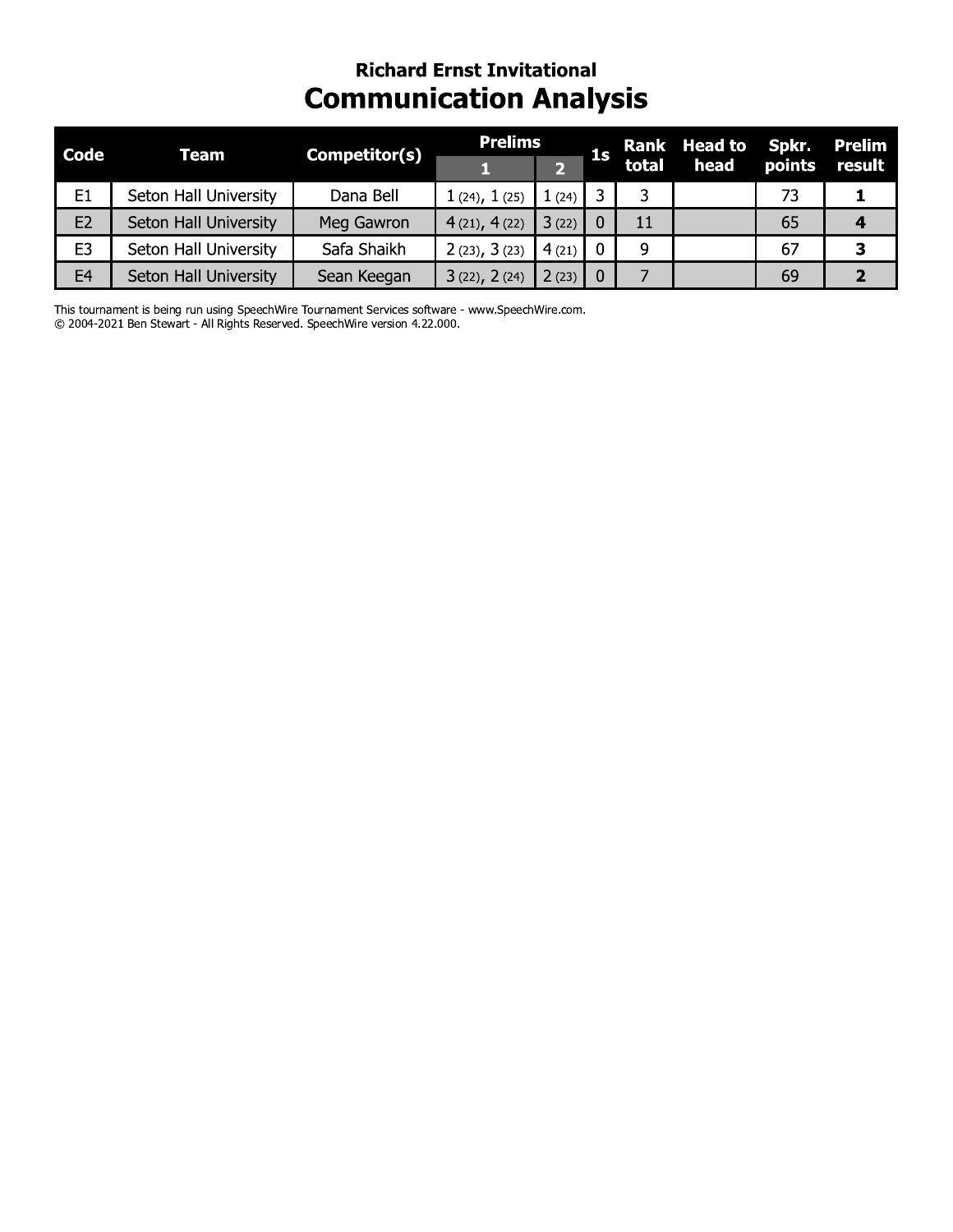## Richard Ernst Invitational

# Communication Analysis

| Code | Team | Competitor(s) | Prelims | | 1s | Rank total | Head to head | Spkr. points | Prelim result |
|---|---|---|---|---|---|---|---|---|---|
| | | | 1 | 2 | | | | | |
| E1 | Seton Hall University | Dana Bell | 1 (24), 1 (25) | 1 (24) | 3 | 3 | | 73 | **1** |
| E2 | Seton Hall University | Meg Gawron | 4 (21), 4 (22) | 3 (22) | 0 | 11 | | 65 | **4** |
| E3 | Seton Hall University | Safa Shaikh | 2 (23), 3 (23) | 4 (21) | 0 | 9 | | 67 | **3** |
| E4 | Seton Hall University | Sean Keegan | 3 (22), 2 (24) | 2 (23) | 0 | 7 | | 69 | **2** |

This tournament is being run using SpeechWire Tournament Services software - www.SpeechWire.com.
© 2004-2021 Ben Stewart - All Rights Reserved. SpeechWire version 4.22.000.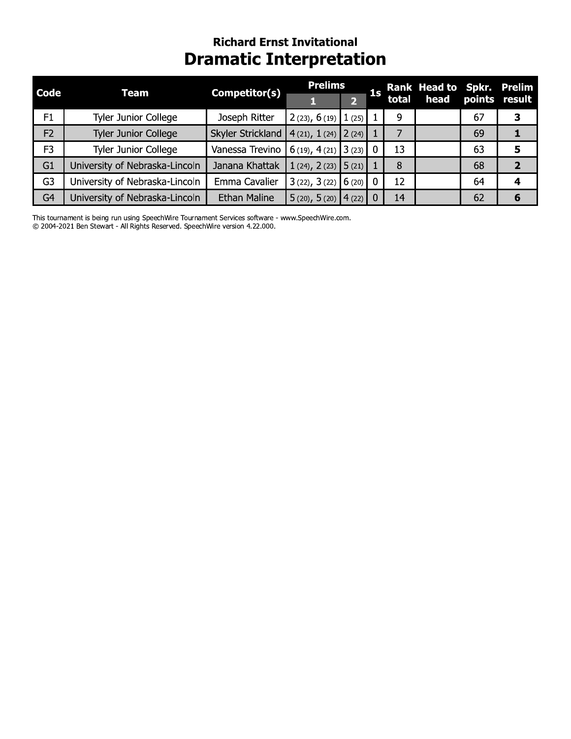## Richard Ernst Invitational

# Dramatic Interpretation

| Code | Team | Competitor(s) | Prelims | | 1s | Rank total | Head to head | Spkr. points | Prelim result |
|---|---|---|---|---|---|---|---|---|---|
| | | | 1 | 2 | | | | | |
| F1 | Tyler Junior College | Joseph Ritter | 2 (23), 6 (19) | 1 (25) | 1 | 9 | | 67 | **3** |
| F2 | Tyler Junior College | Skyler Strickland | 4 (21), 1 (24) | 2 (24) | 1 | 7 | | 69 | **1** |
| F3 | Tyler Junior College | Vanessa Trevino | 6 (19), 4 (21) | 3 (23) | 0 | 13 | | 63 | **5** |
| G1 | University of Nebraska-Lincoln | Janana Khattak | 1 (24), 2 (23) | 5 (21) | 1 | 8 | | 68 | **2** |
| G3 | University of Nebraska-Lincoln | Emma Cavalier | 3 (22), 3 (22) | 6 (20) | 0 | 12 | | 64 | **4** |
| G4 | University of Nebraska-Lincoln | Ethan Maline | 5 (20), 5 (20) | 4 (22) | 0 | 14 | | 62 | **6** |

This tournament is being run using SpeechWire Tournament Services software - www.SpeechWire.com.
© 2004-2021 Ben Stewart - All Rights Reserved. SpeechWire version 4.22.000.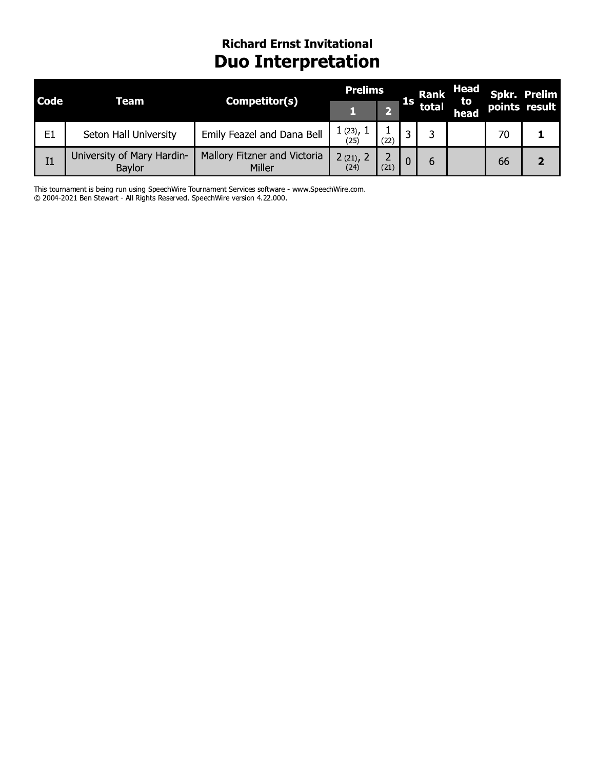## Richard Ernst Invitational

# Duo Interpretation

| Code | Team | Competitor(s) | Prelims | | 1s | Rank total | Head to head | Spkr. points | Prelim result |
|---|---|---|---|---|---|---|---|---|---|
| | | | 1 | 2 | | | | | |
| E1 | Seton Hall University | Emily Feazel and Dana Bell | 1 (23), 1 (25) | 1 (22) | 3 | 3 | | 70 | **1** |
| I1 | University of Mary Hardin-Baylor | Mallory Fitzner and Victoria Miller | 2 (21), 2 (24) | 2 (21) | 0 | 6 | | 66 | **2** |

This tournament is being run using SpeechWire Tournament Services software - www.SpeechWire.com.
© 2004-2021 Ben Stewart - All Rights Reserved. SpeechWire version 4.22.000.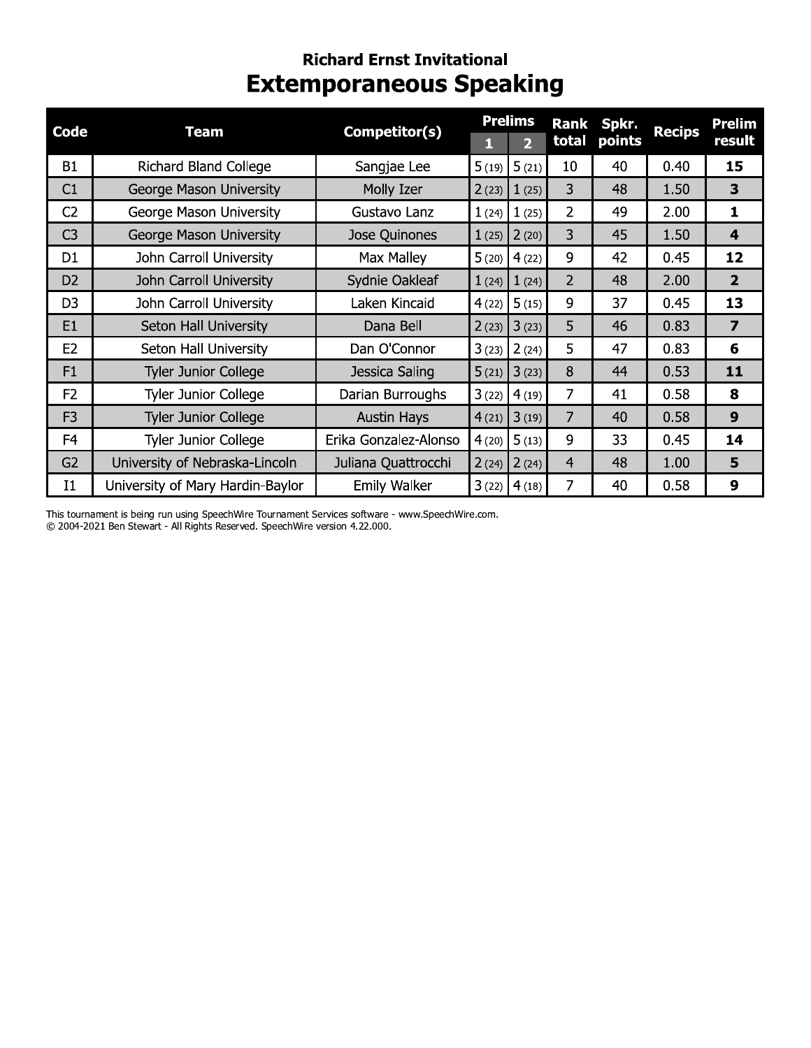## Richard Ernst Invitational

# Extemporaneous Speaking

| Code | Team | Competitor(s) | Prelims 1 | Prelims 2 | Rank total | Spkr. points | Recips | Prelim result |
|---|---|---|---|---|---|---|---|---|
| B1 | Richard Bland College | Sangjae Lee | 5 (19) | 5 (21) | 10 | 40 | 0.40 | **15** |
| C1 | George Mason University | Molly Izer | 2 (23) | 1 (25) | 3 | 48 | 1.50 | **3** |
| C2 | George Mason University | Gustavo Lanz | 1 (24) | 1 (25) | 2 | 49 | 2.00 | **1** |
| C3 | George Mason University | Jose Quinones | 1 (25) | 2 (20) | 3 | 45 | 1.50 | **4** |
| D1 | John Carroll University | Max Malley | 5 (20) | 4 (22) | 9 | 42 | 0.45 | **12** |
| D2 | John Carroll University | Sydnie Oakleaf | 1 (24) | 1 (24) | 2 | 48 | 2.00 | **2** |
| D3 | John Carroll University | Laken Kincaid | 4 (22) | 5 (15) | 9 | 37 | 0.45 | **13** |
| E1 | Seton Hall University | Dana Bell | 2 (23) | 3 (23) | 5 | 46 | 0.83 | **7** |
| E2 | Seton Hall University | Dan O'Connor | 3 (23) | 2 (24) | 5 | 47 | 0.83 | **6** |
| F1 | Tyler Junior College | Jessica Saling | 5 (21) | 3 (23) | 8 | 44 | 0.53 | **11** |
| F2 | Tyler Junior College | Darian Burroughs | 3 (22) | 4 (19) | 7 | 41 | 0.58 | **8** |
| F3 | Tyler Junior College | Austin Hays | 4 (21) | 3 (19) | 7 | 40 | 0.58 | **9** |
| F4 | Tyler Junior College | Erika Gonzalez-Alonso | 4 (20) | 5 (13) | 9 | 33 | 0.45 | **14** |
| G2 | University of Nebraska-Lincoln | Juliana Quattrocchi | 2 (24) | 2 (24) | 4 | 48 | 1.00 | **5** |
| I1 | University of Mary Hardin-Baylor | Emily Walker | 3 (22) | 4 (18) | 7 | 40 | 0.58 | **9** |

This tournament is being run using SpeechWire Tournament Services software - www.SpeechWire.com.
© 2004-2021 Ben Stewart - All Rights Reserved. SpeechWire version 4.22.000.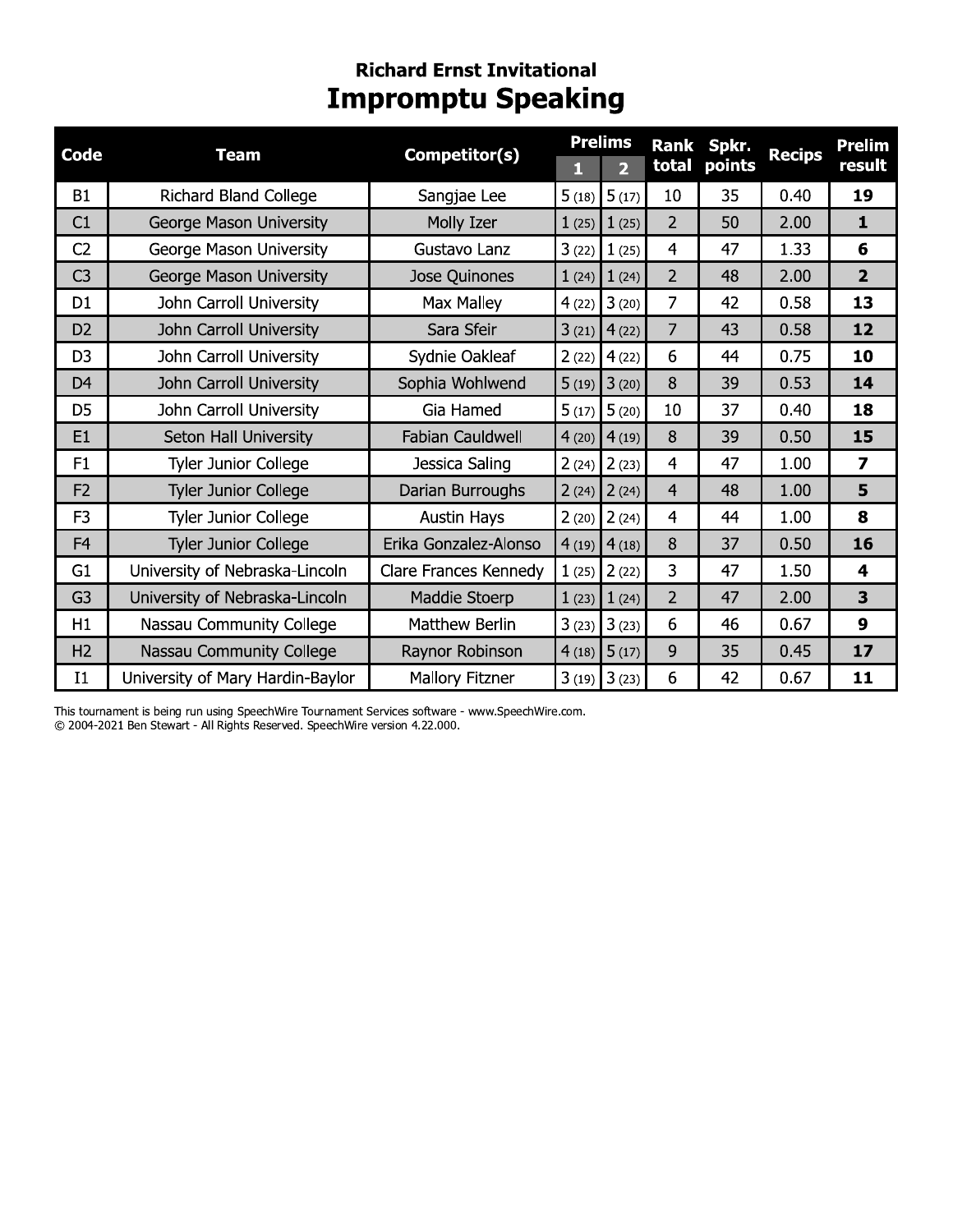## Richard Ernst Invitational

# Impromptu Speaking

| Code | Team | Competitor(s) | Prelims 1 | Prelims 2 | Rank total | Spkr. points | Recips | Prelim result |
|---|---|---|---|---|---|---|---|---|
| B1 | Richard Bland College | Sangjae Lee | 5 (18) | 5 (17) | 10 | 35 | 0.40 | **19** |
| C1 | George Mason University | Molly Izer | 1 (25) | 1 (25) | 2 | 50 | 2.00 | **1** |
| C2 | George Mason University | Gustavo Lanz | 3 (22) | 1 (25) | 4 | 47 | 1.33 | **6** |
| C3 | George Mason University | Jose Quinones | 1 (24) | 1 (24) | 2 | 48 | 2.00 | **2** |
| D1 | John Carroll University | Max Malley | 4 (22) | 3 (20) | 7 | 42 | 0.58 | **13** |
| D2 | John Carroll University | Sara Sfeir | 3 (21) | 4 (22) | 7 | 43 | 0.58 | **12** |
| D3 | John Carroll University | Sydnie Oakleaf | 2 (22) | 4 (22) | 6 | 44 | 0.75 | **10** |
| D4 | John Carroll University | Sophia Wohlwend | 5 (19) | 3 (20) | 8 | 39 | 0.53 | **14** |
| D5 | John Carroll University | Gia Hamed | 5 (17) | 5 (20) | 10 | 37 | 0.40 | **18** |
| E1 | Seton Hall University | Fabian Cauldwell | 4 (20) | 4 (19) | 8 | 39 | 0.50 | **15** |
| F1 | Tyler Junior College | Jessica Saling | 2 (24) | 2 (23) | 4 | 47 | 1.00 | **7** |
| F2 | Tyler Junior College | Darian Burroughs | 2 (24) | 2 (24) | 4 | 48 | 1.00 | **5** |
| F3 | Tyler Junior College | Austin Hays | 2 (20) | 2 (24) | 4 | 44 | 1.00 | **8** |
| F4 | Tyler Junior College | Erika Gonzalez-Alonso | 4 (19) | 4 (18) | 8 | 37 | 0.50 | **16** |
| G1 | University of Nebraska-Lincoln | Clare Frances Kennedy | 1 (25) | 2 (22) | 3 | 47 | 1.50 | **4** |
| G3 | University of Nebraska-Lincoln | Maddie Stoerp | 1 (23) | 1 (24) | 2 | 47 | 2.00 | **3** |
| H1 | Nassau Community College | Matthew Berlin | 3 (23) | 3 (23) | 6 | 46 | 0.67 | **9** |
| H2 | Nassau Community College | Raynor Robinson | 4 (18) | 5 (17) | 9 | 35 | 0.45 | **17** |
| I1 | University of Mary Hardin-Baylor | Mallory Fitzner | 3 (19) | 3 (23) | 6 | 42 | 0.67 | **11** |

This tournament is being run using SpeechWire Tournament Services software - www.SpeechWire.com.
© 2004-2021 Ben Stewart - All Rights Reserved. SpeechWire version 4.22.000.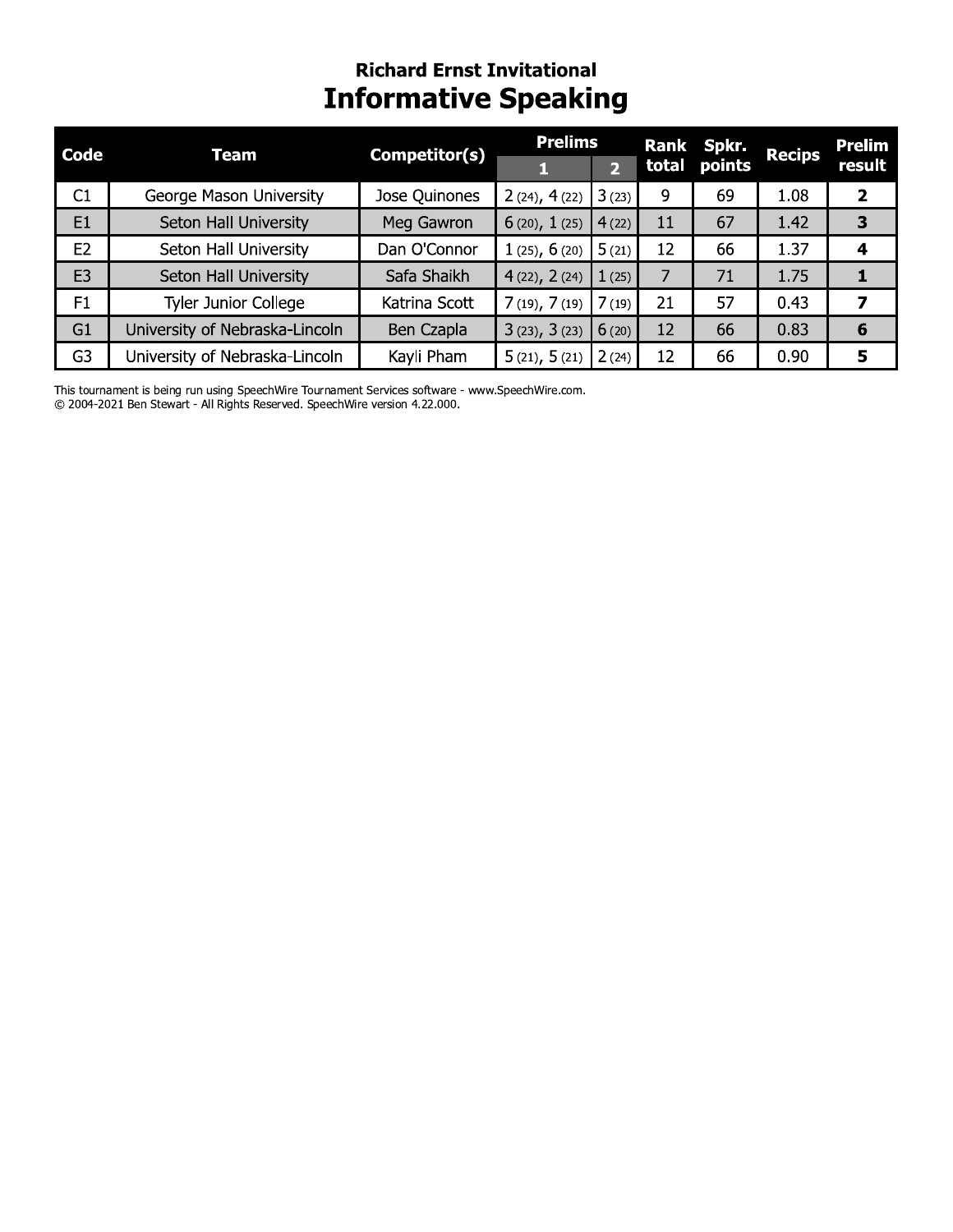## Richard Ernst Invitational

# Informative Speaking

| Code | Team | Competitor(s) | Prelims | | Rank total | Spkr. points | Recips | Prelim result |
|---|---|---|---|---|---|---|---|---|
| | | | 1 | 2 | | | | |
| C1 | George Mason University | Jose Quinones | 2 (24), 4 (22) | 3 (23) | 9 | 69 | 1.08 | **2** |
| E1 | Seton Hall University | Meg Gawron | 6 (20), 1 (25) | 4 (22) | 11 | 67 | 1.42 | **3** |
| E2 | Seton Hall University | Dan O'Connor | 1 (25), 6 (20) | 5 (21) | 12 | 66 | 1.37 | **4** |
| E3 | Seton Hall University | Safa Shaikh | 4 (22), 2 (24) | 1 (25) | 7 | 71 | 1.75 | **1** |
| F1 | Tyler Junior College | Katrina Scott | 7 (19), 7 (19) | 7 (19) | 21 | 57 | 0.43 | **7** |
| G1 | University of Nebraska-Lincoln | Ben Czapla | 3 (23), 3 (23) | 6 (20) | 12 | 66 | 0.83 | **6** |
| G3 | University of Nebraska-Lincoln | Kayli Pham | 5 (21), 5 (21) | 2 (24) | 12 | 66 | 0.90 | **5** |

This tournament is being run using SpeechWire Tournament Services software - www.SpeechWire.com.
© 2004-2021 Ben Stewart - All Rights Reserved. SpeechWire version 4.22.000.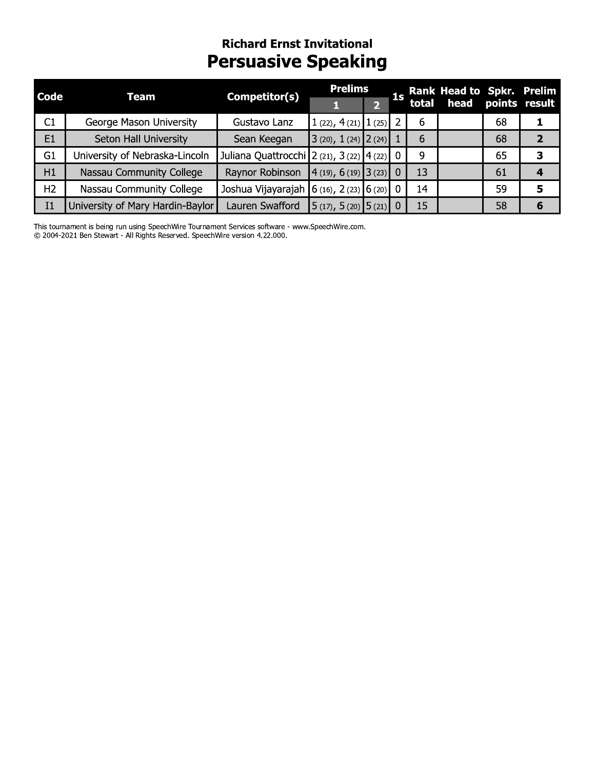## Richard Ernst Invitational

# Persuasive Speaking

| Code | Team | Competitor(s) | Prelims | | 1s | Rank total | Head to head | Spkr. points | Prelim result |
|---|---|---|---|---|---|---|---|---|---|
| | | | 1 | 2 | | | | | |
| C1 | George Mason University | Gustavo Lanz | 1 (22), 4 (21) | 1 (25) | 2 | 6 | | 68 | **1** |
| E1 | Seton Hall University | Sean Keegan | 3 (20), 1 (24) | 2 (24) | 1 | 6 | | 68 | **2** |
| G1 | University of Nebraska-Lincoln | Juliana Quattrocchi | 2 (21), 3 (22) | 4 (22) | 0 | 9 | | 65 | **3** |
| H1 | Nassau Community College | Raynor Robinson | 4 (19), 6 (19) | 3 (23) | 0 | 13 | | 61 | **4** |
| H2 | Nassau Community College | Joshua Vijayarajah | 6 (16), 2 (23) | 6 (20) | 0 | 14 | | 59 | **5** |
| I1 | University of Mary Hardin-Baylor | Lauren Swafford | 5 (17), 5 (20) | 5 (21) | 0 | 15 | | 58 | **6** |

This tournament is being run using SpeechWire Tournament Services software - www.SpeechWire.com.
© 2004-2021 Ben Stewart - All Rights Reserved. SpeechWire version 4.22.000.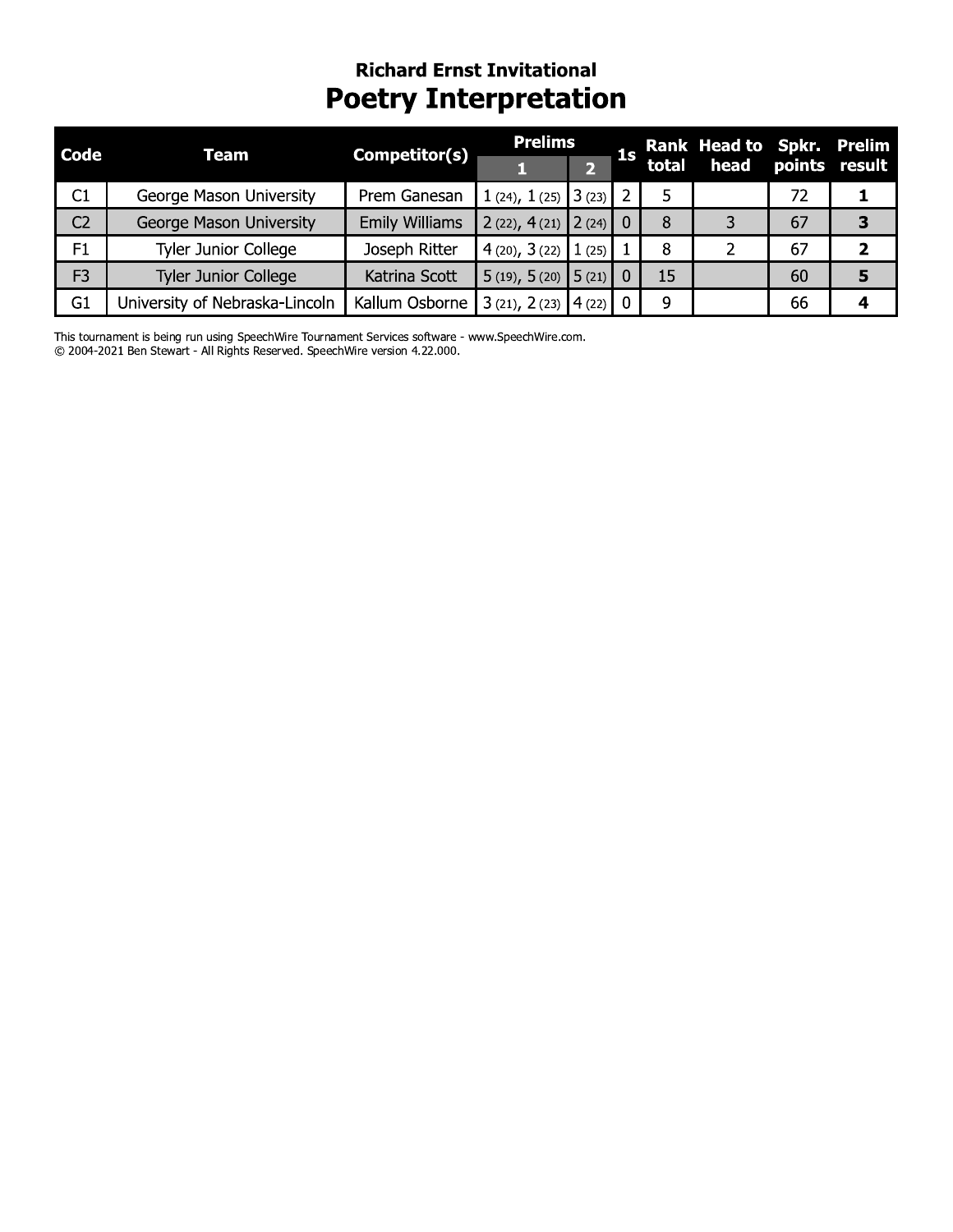## Richard Ernst Invitational

# Poetry Interpretation

| Code | Team | Competitor(s) | Prelims | | 1s | Rank total | Head to head | Spkr. points | Prelim result |
|---|---|---|---|---|---|---|---|---|---|
| | | | 1 | 2 | | | | | |
| C1 | George Mason University | Prem Ganesan | 1 (24), 1 (25) | 3 (23) | 2 | 5 | | 72 | **1** |
| C2 | George Mason University | Emily Williams | 2 (22), 4 (21) | 2 (24) | 0 | 8 | 3 | 67 | **3** |
| F1 | Tyler Junior College | Joseph Ritter | 4 (20), 3 (22) | 1 (25) | 1 | 8 | 2 | 67 | **2** |
| F3 | Tyler Junior College | Katrina Scott | 5 (19), 5 (20) | 5 (21) | 0 | 15 | | 60 | **5** |
| G1 | University of Nebraska-Lincoln | Kallum Osborne | 3 (21), 2 (23) | 4 (22) | 0 | 9 | | 66 | **4** |

This tournament is being run using SpeechWire Tournament Services software - www.SpeechWire.com.
© 2004-2021 Ben Stewart - All Rights Reserved. SpeechWire version 4.22.000.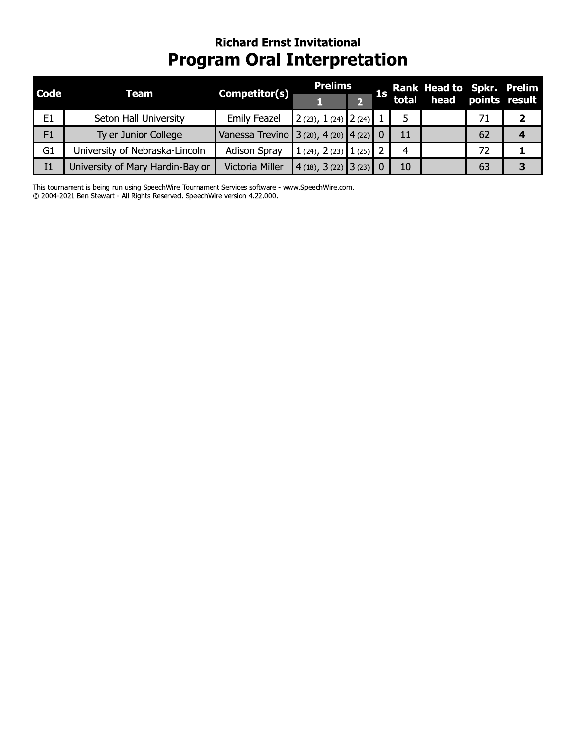## Richard Ernst Invitational

# Program Oral Interpretation

| Code | Team | Competitor(s) | Prelims | | 1s | Rank total | Head to head | Spkr. points | Prelim result |
|---|---|---|---|---|---|---|---|---|---|
| | | | 1 | 2 | | | | | |
| E1 | Seton Hall University | Emily Feazel | 2 (23), 1 (24) | 2 (24) | 1 | 5 | | 71 | **2** |
| F1 | Tyler Junior College | Vanessa Trevino | 3 (20), 4 (20) | 4 (22) | 0 | 11 | | 62 | **4** |
| G1 | University of Nebraska-Lincoln | Adison Spray | 1 (24), 2 (23) | 1 (25) | 2 | 4 | | 72 | **1** |
| I1 | University of Mary Hardin-Baylor | Victoria Miller | 4 (18), 3 (22) | 3 (23) | 0 | 10 | | 63 | **3** |

This tournament is being run using SpeechWire Tournament Services software - www.SpeechWire.com.
© 2004-2021 Ben Stewart - All Rights Reserved. SpeechWire version 4.22.000.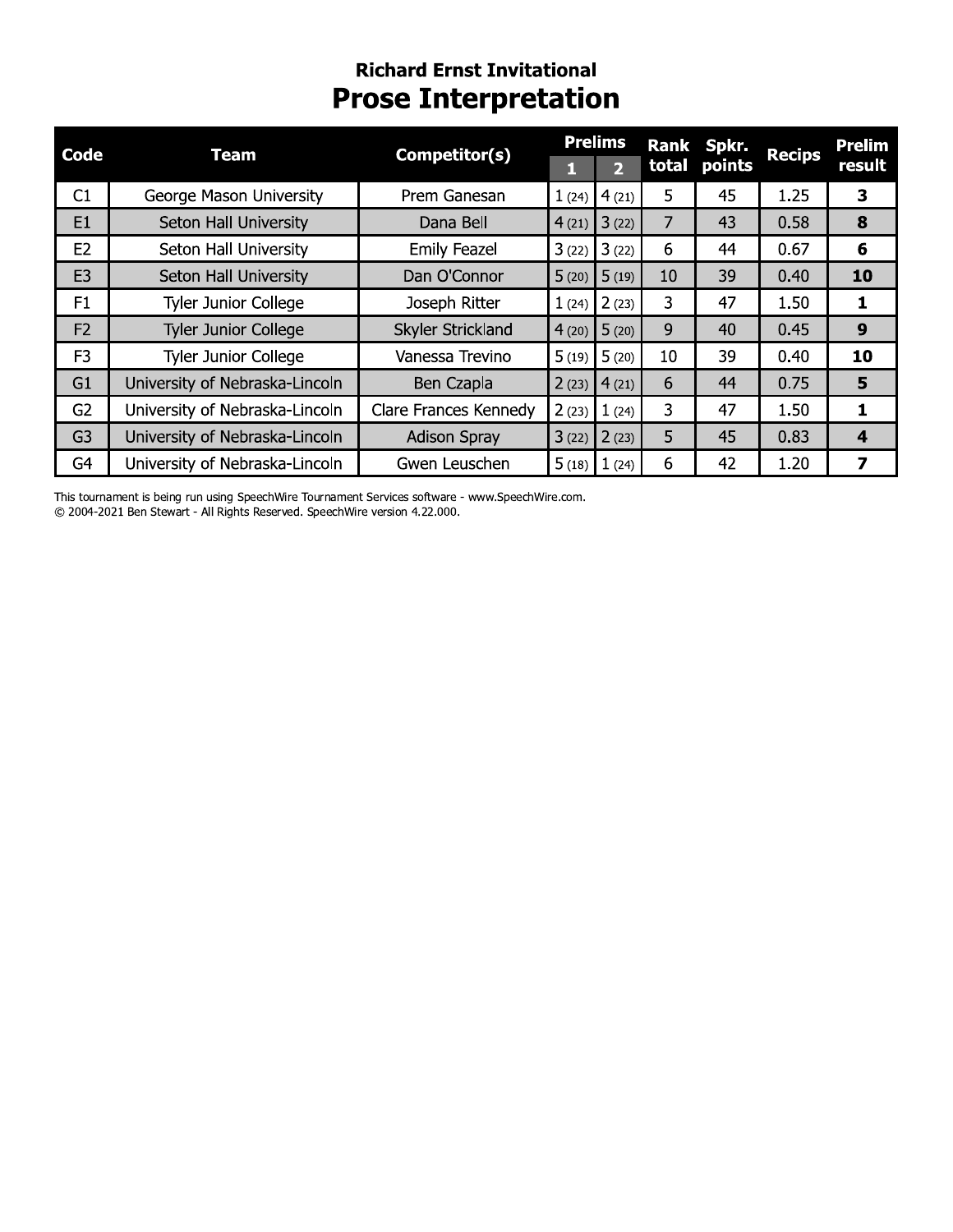**Richard Ernst Invitational**

# Prose Interpretation

| Code | Team | Competitor(s) | Prelims | | Rank total | Spkr. points | Recips | Prelim result |
|---|---|---|---|---|---|---|---|---|
| | | | 1 | 2 | | | | |
| C1 | George Mason University | Prem Ganesan | 1 (24) | 4 (21) | 5 | 45 | 1.25 | **3** |
| E1 | Seton Hall University | Dana Bell | 4 (21) | 3 (22) | 7 | 43 | 0.58 | **8** |
| E2 | Seton Hall University | Emily Feazel | 3 (22) | 3 (22) | 6 | 44 | 0.67 | **6** |
| E3 | Seton Hall University | Dan O'Connor | 5 (20) | 5 (19) | 10 | 39 | 0.40 | **10** |
| F1 | Tyler Junior College | Joseph Ritter | 1 (24) | 2 (23) | 3 | 47 | 1.50 | **1** |
| F2 | Tyler Junior College | Skyler Strickland | 4 (20) | 5 (20) | 9 | 40 | 0.45 | **9** |
| F3 | Tyler Junior College | Vanessa Trevino | 5 (19) | 5 (20) | 10 | 39 | 0.40 | **10** |
| G1 | University of Nebraska-Lincoln | Ben Czapla | 2 (23) | 4 (21) | 6 | 44 | 0.75 | **5** |
| G2 | University of Nebraska-Lincoln | Clare Frances Kennedy | 2 (23) | 1 (24) | 3 | 47 | 1.50 | **1** |
| G3 | University of Nebraska-Lincoln | Adison Spray | 3 (22) | 2 (23) | 5 | 45 | 0.83 | **4** |
| G4 | University of Nebraska-Lincoln | Gwen Leuschen | 5 (18) | 1 (24) | 6 | 42 | 1.20 | **7** |

This tournament is being run using SpeechWire Tournament Services software - www.SpeechWire.com.
© 2004-2021 Ben Stewart - All Rights Reserved. SpeechWire version 4.22.000.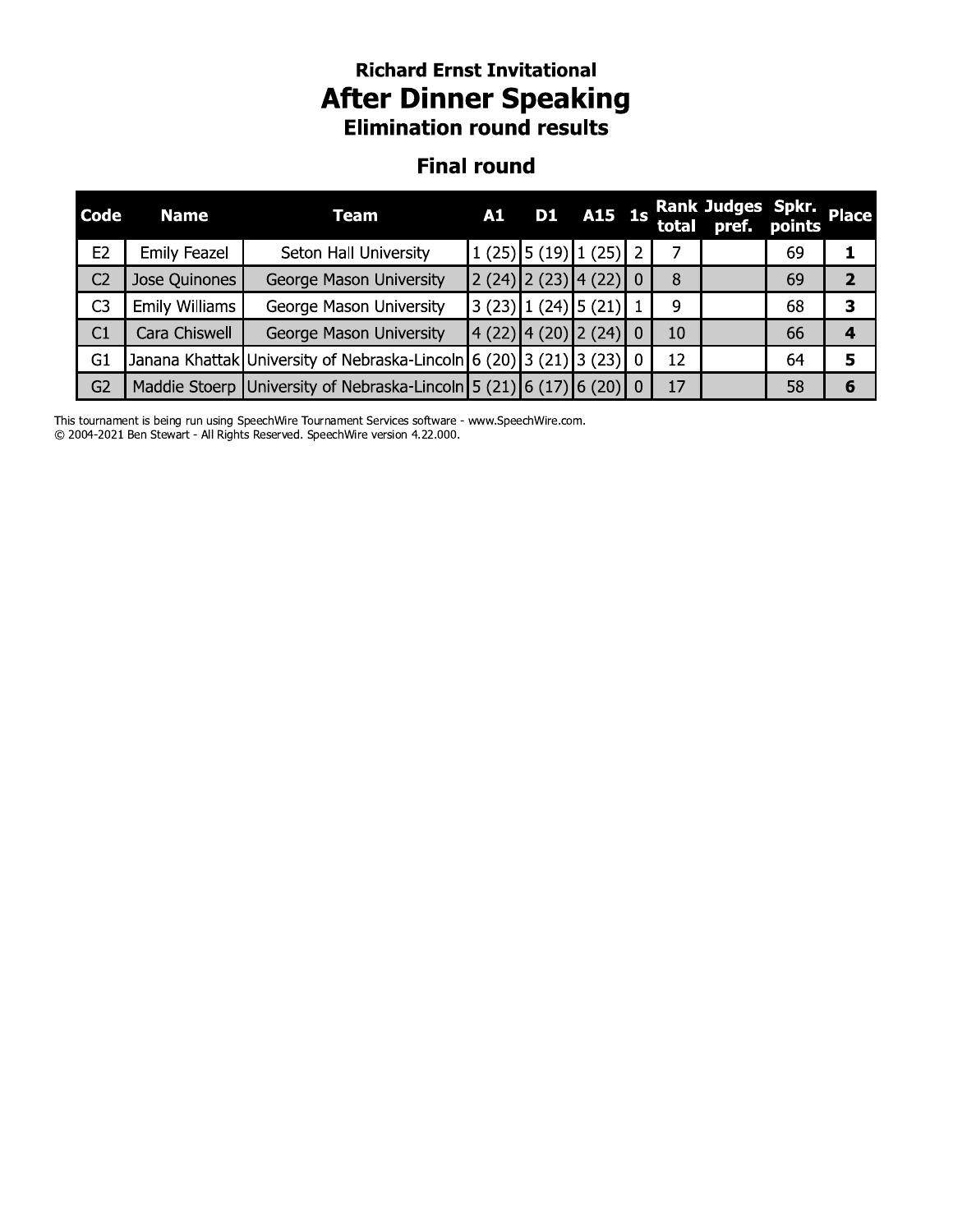# Richard Ernst Invitational

## After Dinner Speaking

### Elimination round results

### Final round

| Code | Name | Team | A1 | D1 | A15 | 1s | Rank total | Judges pref. | Spkr. points | Place |
|---|---|---|---|---|---|---|---|---|---|---|
| E2 | Emily Feazel | Seton Hall University | 1 (25) | 5 (19) | 1 (25) | 2 | 7 | | 69 | **1** |
| C2 | Jose Quinones | George Mason University | 2 (24) | 2 (23) | 4 (22) | 0 | 8 | | 69 | **2** |
| C3 | Emily Williams | George Mason University | 3 (23) | 1 (24) | 5 (21) | 1 | 9 | | 68 | **3** |
| C1 | Cara Chiswell | George Mason University | 4 (22) | 4 (20) | 2 (24) | 0 | 10 | | 66 | **4** |
| G1 | Janana Khattak | University of Nebraska-Lincoln | 6 (20) | 3 (21) | 3 (23) | 0 | 12 | | 64 | **5** |
| G2 | Maddie Stoerp | University of Nebraska-Lincoln | 5 (21) | 6 (17) | 6 (20) | 0 | 17 | | 58 | **6** |

This tournament is being run using SpeechWire Tournament Services software - www.SpeechWire.com.
© 2004-2021 Ben Stewart - All Rights Reserved. SpeechWire version 4.22.000.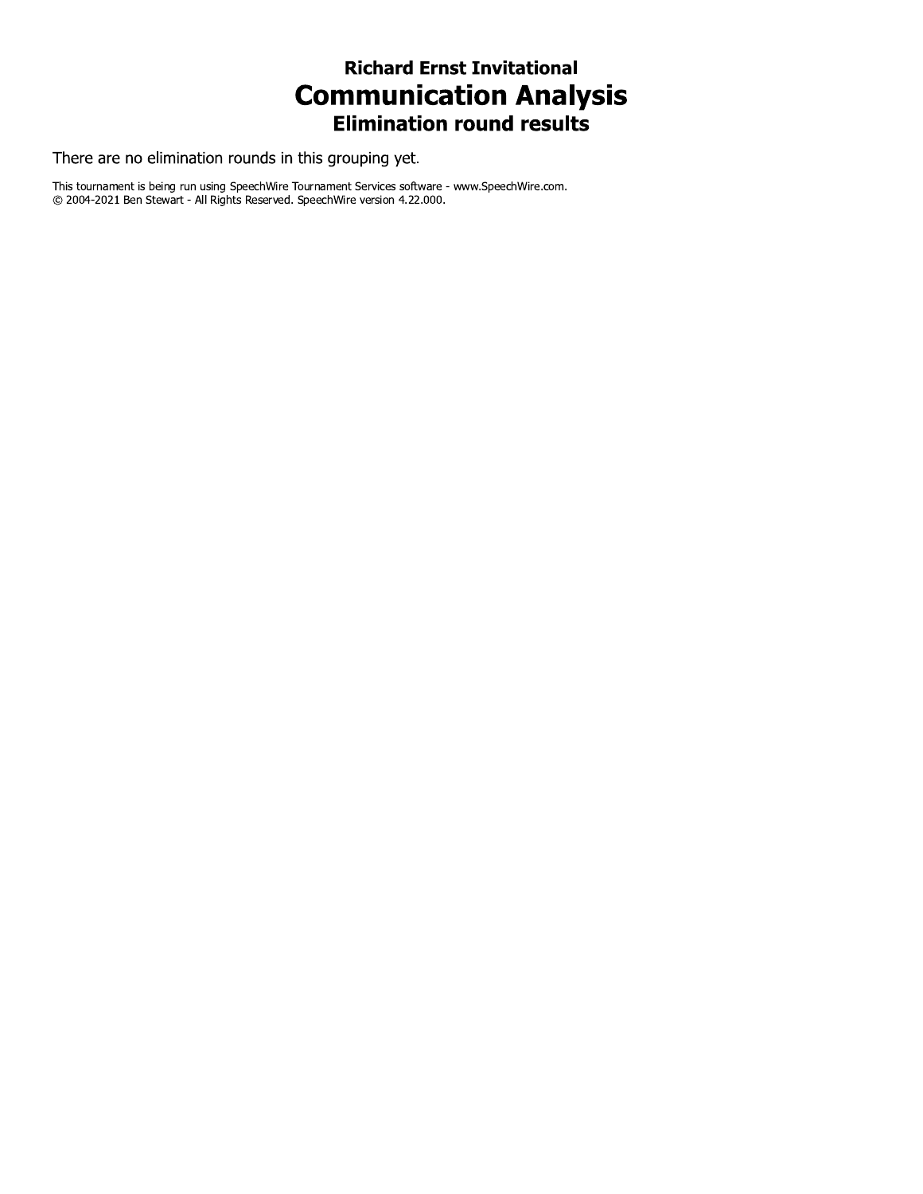### Richard Ernst Invitational

# Communication Analysis

### Elimination round results

There are no elimination rounds in this grouping yet.

This tournament is being run using SpeechWire Tournament Services software - www.SpeechWire.com.
© 2004-2021 Ben Stewart - All Rights Reserved. SpeechWire version 4.22.000.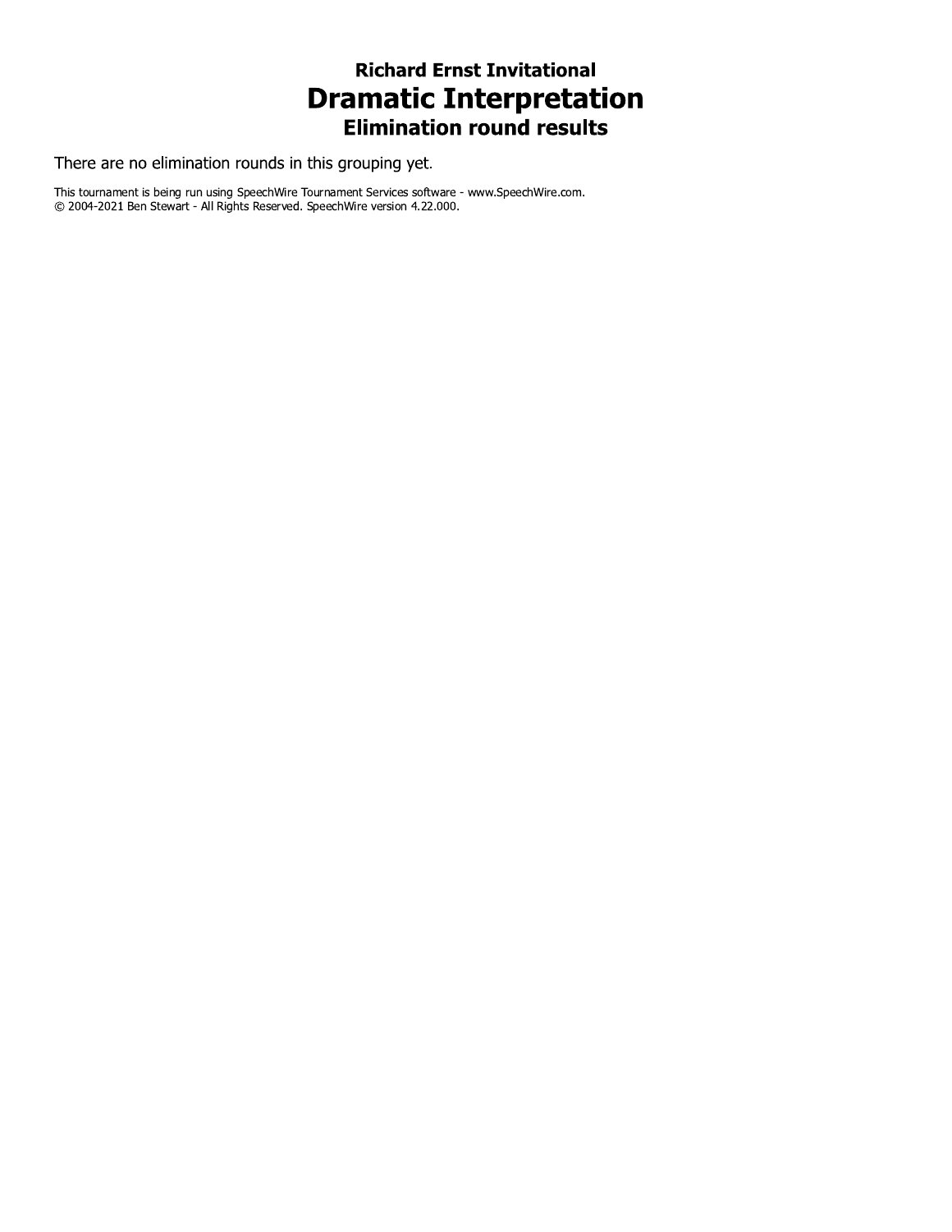### Richard Ernst Invitational

# Dramatic Interpretation

### Elimination round results

There are no elimination rounds in this grouping yet.

This tournament is being run using SpeechWire Tournament Services software - www.SpeechWire.com.
© 2004-2021 Ben Stewart - All Rights Reserved. SpeechWire version 4.22.000.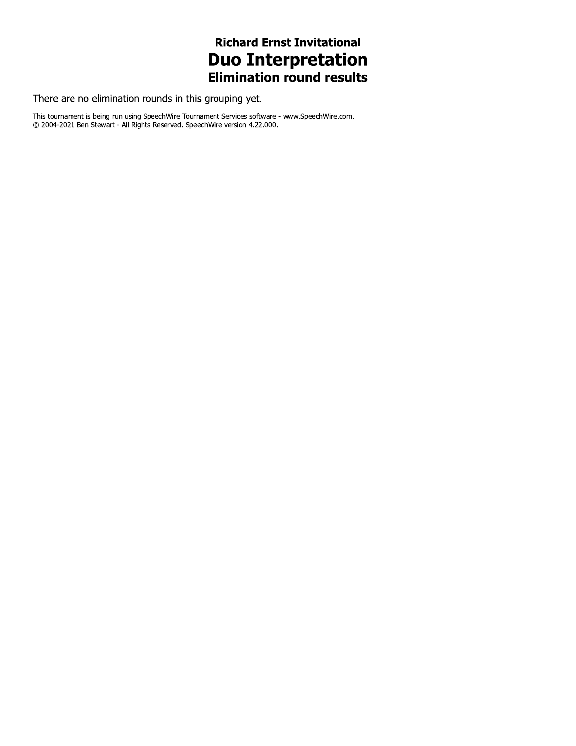### Richard Ernst Invitational

# Duo Interpretation

### Elimination round results

There are no elimination rounds in this grouping yet.

This tournament is being run using SpeechWire Tournament Services software - www.SpeechWire.com.
© 2004-2021 Ben Stewart - All Rights Reserved. SpeechWire version 4.22.000.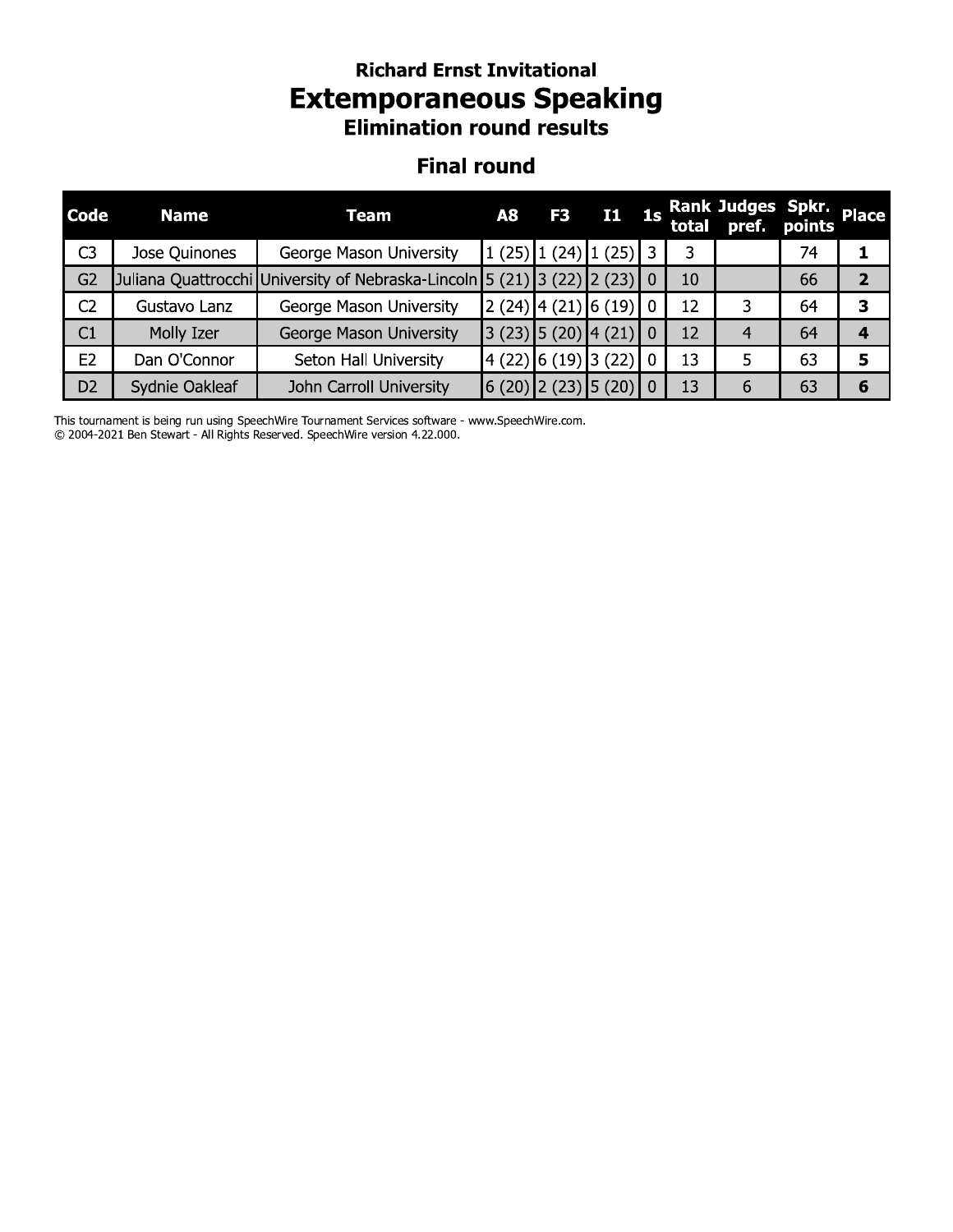### Richard Ernst Invitational

# Extemporaneous Speaking

### Elimination round results

## Final round

| Code | Name | Team | A8 | F3 | I1 | 1s | Rank total | Judges pref. | Spkr. points | Place |
|---|---|---|---|---|---|---|---|---|---|---|
| C3 | Jose Quinones | George Mason University | 1 (25) | 1 (24) | 1 (25) | 3 | 3 | | 74 | **1** |
| G2 | Juliana Quattrocchi | University of Nebraska-Lincoln | 5 (21) | 3 (22) | 2 (23) | 0 | 10 | | 66 | **2** |
| C2 | Gustavo Lanz | George Mason University | 2 (24) | 4 (21) | 6 (19) | 0 | 12 | 3 | 64 | **3** |
| C1 | Molly Izer | George Mason University | 3 (23) | 5 (20) | 4 (21) | 0 | 12 | 4 | 64 | **4** |
| E2 | Dan O'Connor | Seton Hall University | 4 (22) | 6 (19) | 3 (22) | 0 | 13 | 5 | 63 | **5** |
| D2 | Sydnie Oakleaf | John Carroll University | 6 (20) | 2 (23) | 5 (20) | 0 | 13 | 6 | 63 | **6** |

This tournament is being run using SpeechWire Tournament Services software - www.SpeechWire.com.
© 2004-2021 Ben Stewart - All Rights Reserved. SpeechWire version 4.22.000.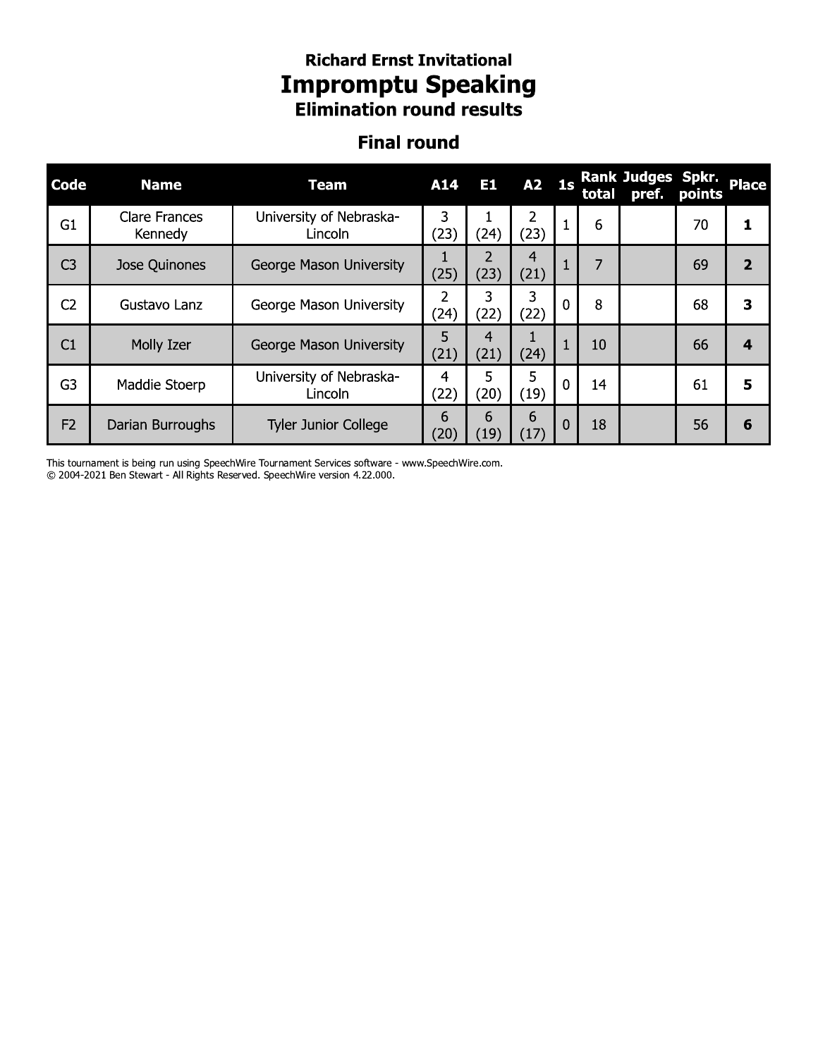**Richard Ernst Invitational**

# Impromptu Speaking

### Elimination round results

## Final round

| Code | Name | Team | A14 | E1 | A2 | 1s | Rank total | Judges pref. | Spkr. points | Place |
|---|---|---|---|---|---|---|---|---|---|---|
| G1 | Clare Frances Kennedy | University of Nebraska-Lincoln | 3 (23) | 1 (24) | 2 (23) | 1 | 6 | | 70 | **1** |
| C3 | Jose Quinones | George Mason University | 1 (25) | 2 (23) | 4 (21) | 1 | 7 | | 69 | **2** |
| C2 | Gustavo Lanz | George Mason University | 2 (24) | 3 (22) | 3 (22) | 0 | 8 | | 68 | **3** |
| C1 | Molly Izer | George Mason University | 5 (21) | 4 (21) | 1 (24) | 1 | 10 | | 66 | **4** |
| G3 | Maddie Stoerp | University of Nebraska-Lincoln | 4 (22) | 5 (20) | 5 (19) | 0 | 14 | | 61 | **5** |
| F2 | Darian Burroughs | Tyler Junior College | 6 (20) | 6 (19) | 6 (17) | 0 | 18 | | 56 | **6** |

This tournament is being run using SpeechWire Tournament Services software - www.SpeechWire.com.
© 2004-2021 Ben Stewart - All Rights Reserved. SpeechWire version 4.22.000.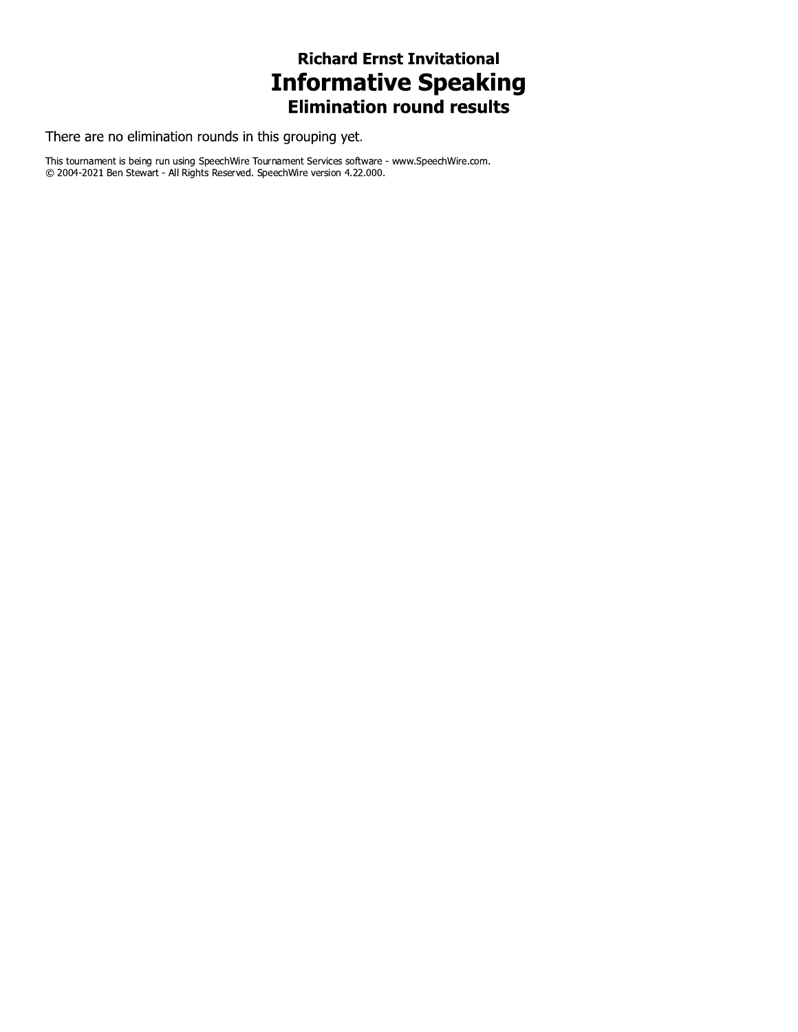### Richard Ernst Invitational

# Informative Speaking

### Elimination round results

There are no elimination rounds in this grouping yet.

This tournament is being run using SpeechWire Tournament Services software - www.SpeechWire.com.
© 2004-2021 Ben Stewart - All Rights Reserved. SpeechWire version 4.22.000.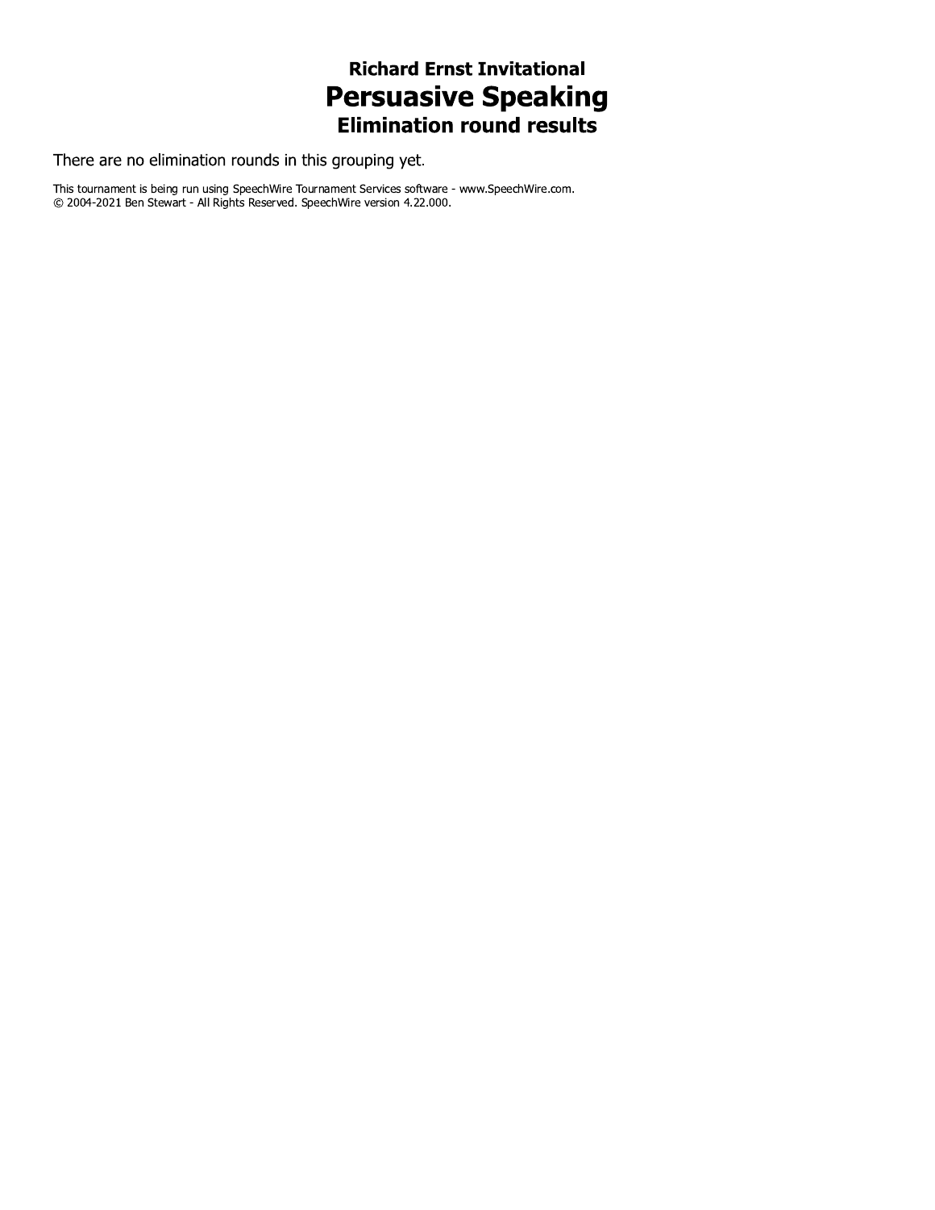### Richard Ernst Invitational

# Persuasive Speaking

### Elimination round results

There are no elimination rounds in this grouping yet.

This tournament is being run using SpeechWire Tournament Services software - www.SpeechWire.com.
© 2004-2021 Ben Stewart - All Rights Reserved. SpeechWire version 4.22.000.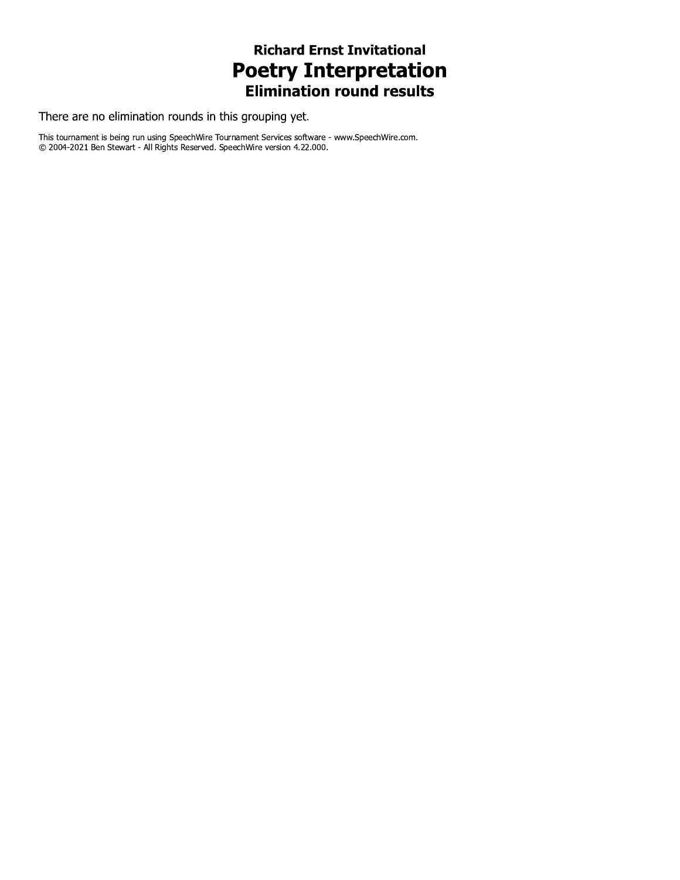### Richard Ernst Invitational

# Poetry Interpretation

### Elimination round results

There are no elimination rounds in this grouping yet.

This tournament is being run using SpeechWire Tournament Services software - www.SpeechWire.com.
© 2004-2021 Ben Stewart - All Rights Reserved. SpeechWire version 4.22.000.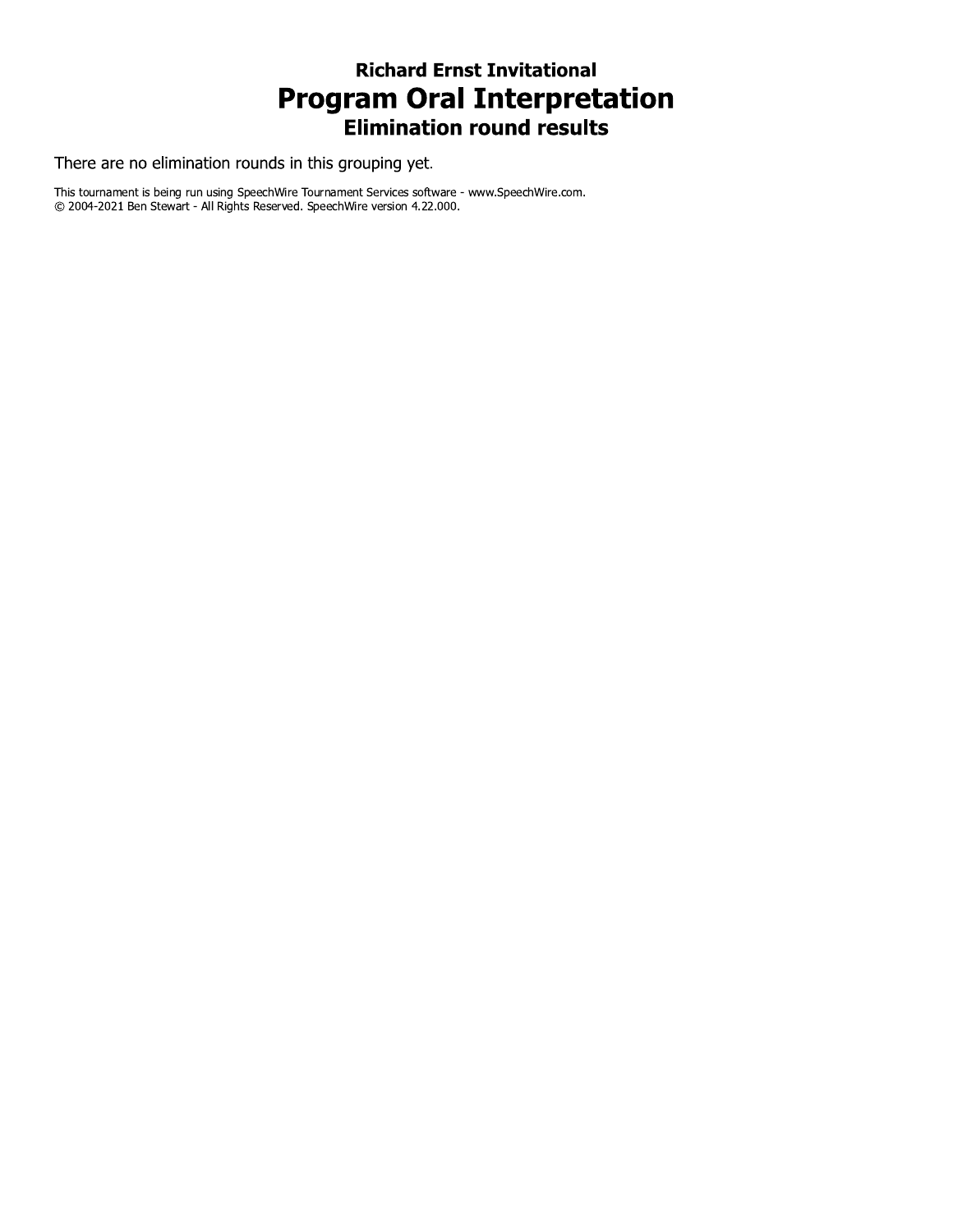### Richard Ernst Invitational

# Program Oral Interpretation

### Elimination round results

There are no elimination rounds in this grouping yet.

This tournament is being run using SpeechWire Tournament Services software - www.SpeechWire.com.
© 2004-2021 Ben Stewart - All Rights Reserved. SpeechWire version 4.22.000.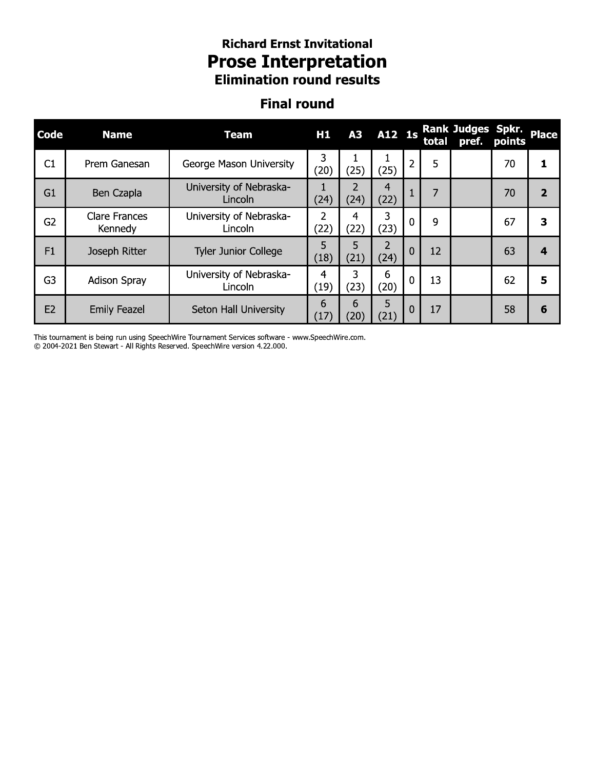# Richard Ernst Invitational
# Prose Interpretation
### Elimination round results

## Final round

| Code | Name | Team | H1 | A3 | A12 | 1s | Rank total | Judges pref. | Spkr. points | Place |
|---|---|---|---|---|---|---|---|---|---|---|
| C1 | Prem Ganesan | George Mason University | 3 (20) | 1 (25) | 1 (25) | 2 | 5 | | 70 | **1** |
| G1 | Ben Czapla | University of Nebraska-Lincoln | 1 (24) | 2 (24) | 4 (22) | 1 | 7 | | 70 | **2** |
| G2 | Clare Frances Kennedy | University of Nebraska-Lincoln | 2 (22) | 4 (22) | 3 (23) | 0 | 9 | | 67 | **3** |
| F1 | Joseph Ritter | Tyler Junior College | 5 (18) | 5 (21) | 2 (24) | 0 | 12 | | 63 | **4** |
| G3 | Adison Spray | University of Nebraska-Lincoln | 4 (19) | 3 (23) | 6 (20) | 0 | 13 | | 62 | **5** |
| E2 | Emily Feazel | Seton Hall University | 6 (17) | 6 (20) | 5 (21) | 0 | 17 | | 58 | **6** |

This tournament is being run using SpeechWire Tournament Services software - www.SpeechWire.com.
© 2004-2021 Ben Stewart - All Rights Reserved. SpeechWire version 4.22.000.